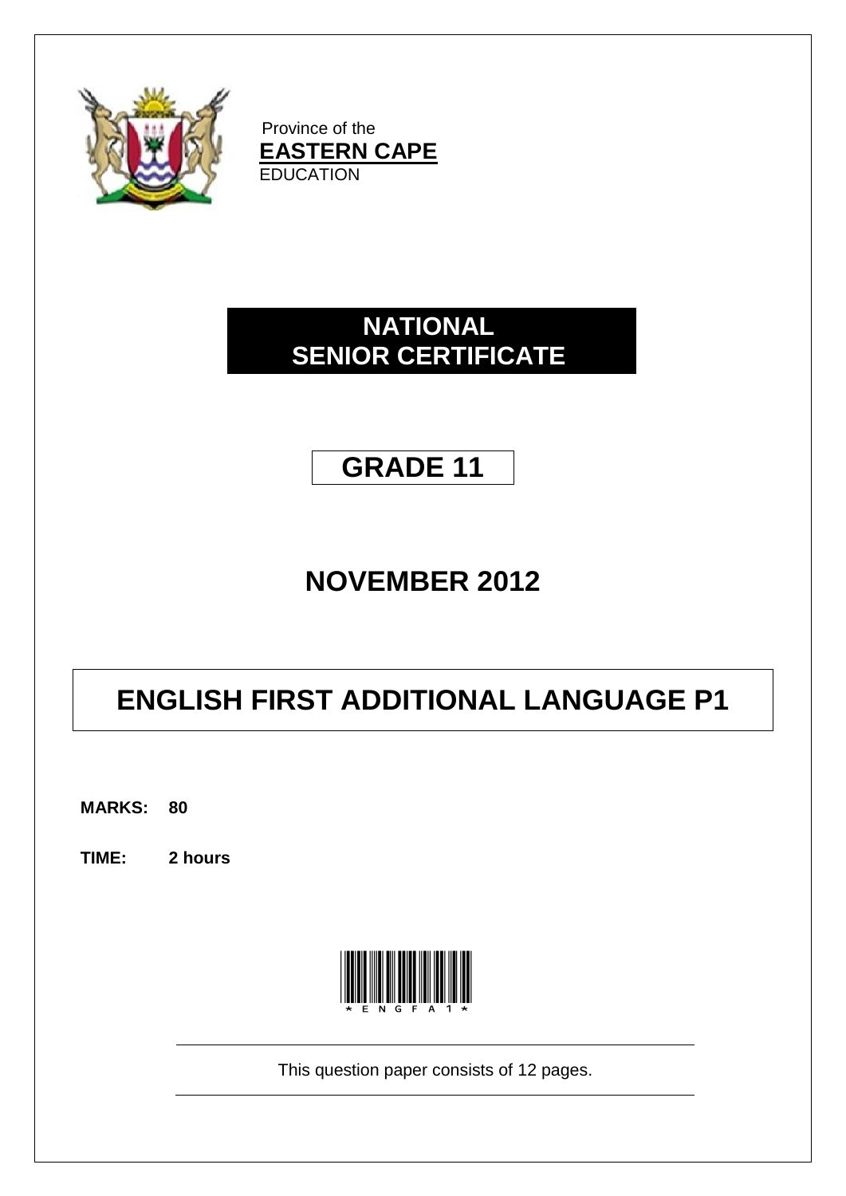Province of the
**EASTERN CAPE**
EDUCATION

# NATIONAL SENIOR CERTIFICATE

# GRADE 11

## NOVEMBER 2012

# ENGLISH FIRST ADDITIONAL LANGUAGE P1

**MARKS: 80**

**TIME: 2 hours**

*ENGFA1*

This question paper consists of 12 pages.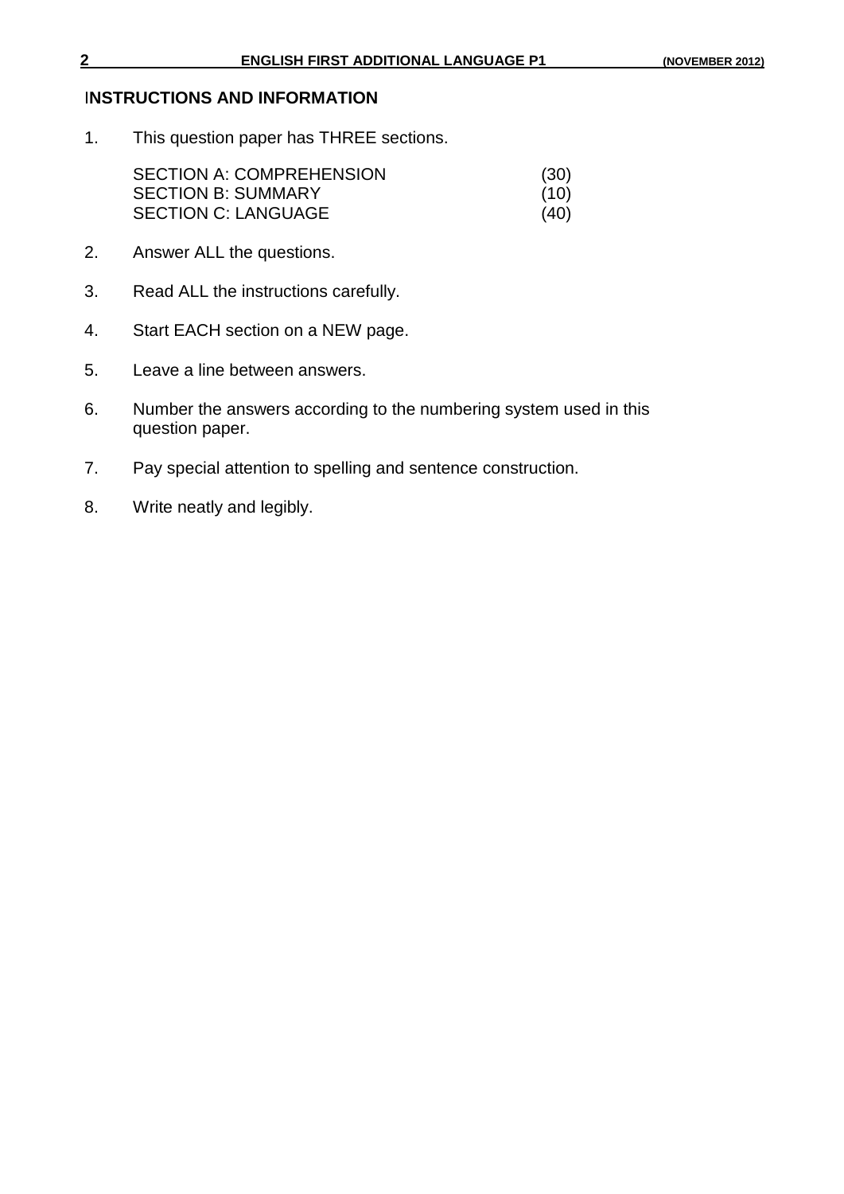## INSTRUCTIONS AND INFORMATION

1. This question paper has THREE sections.

   SECTION A: COMPREHENSION (30)
   SECTION B: SUMMARY (10)
   SECTION C: LANGUAGE (40)

2. Answer ALL the questions.

3. Read ALL the instructions carefully.

4. Start EACH section on a NEW page.

5. Leave a line between answers.

6. Number the answers according to the numbering system used in this question paper.

7. Pay special attention to spelling and sentence construction.

8. Write neatly and legibly.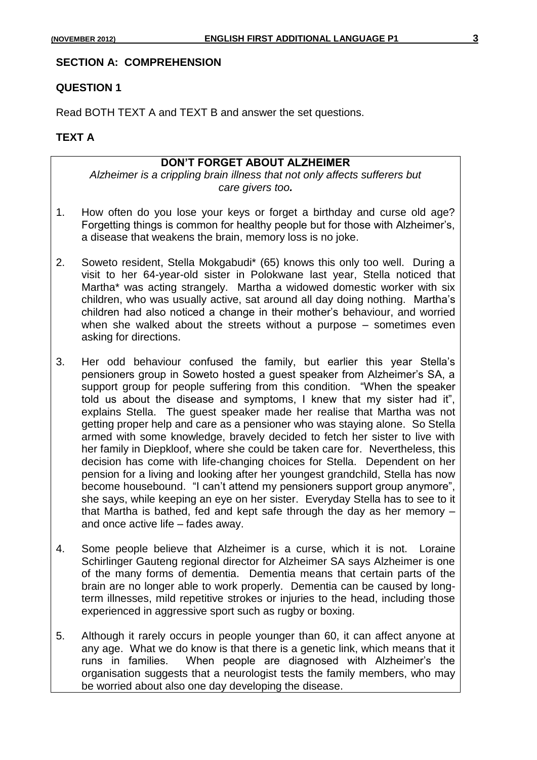## SECTION A: COMPREHENSION

### QUESTION 1

Read BOTH TEXT A and TEXT B and answer the set questions.

### TEXT A

**DON'T FORGET ABOUT ALZHEIMER**

*Alzheimer is a crippling brain illness that not only affects sufferers but care givers too.*

1. How often do you lose your keys or forget a birthday and curse old age? Forgetting things is common for healthy people but for those with Alzheimer's, a disease that weakens the brain, memory loss is no joke.

2. Soweto resident, Stella Mokgabudi* (65) knows this only too well. During a visit to her 64-year-old sister in Polokwane last year, Stella noticed that Martha* was acting strangely. Martha a widowed domestic worker with six children, who was usually active, sat around all day doing nothing. Martha's children had also noticed a change in their mother's behaviour, and worried when she walked about the streets without a purpose – sometimes even asking for directions.

3. Her odd behaviour confused the family, but earlier this year Stella's pensioners group in Soweto hosted a guest speaker from Alzheimer's SA, a support group for people suffering from this condition. "When the speaker told us about the disease and symptoms, I knew that my sister had it", explains Stella. The guest speaker made her realise that Martha was not getting proper help and care as a pensioner who was staying alone. So Stella armed with some knowledge, bravely decided to fetch her sister to live with her family in Diepkloof, where she could be taken care for. Nevertheless, this decision has come with life-changing choices for Stella. Dependent on her pension for a living and looking after her youngest grandchild, Stella has now become housebound. "I can't attend my pensioners support group anymore", she says, while keeping an eye on her sister. Everyday Stella has to see to it that Martha is bathed, fed and kept safe through the day as her memory – and once active life – fades away.

4. Some people believe that Alzheimer is a curse, which it is not. Loraine Schirlinger Gauteng regional director for Alzheimer SA says Alzheimer is one of the many forms of dementia. Dementia means that certain parts of the brain are no longer able to work properly. Dementia can be caused by long-term illnesses, mild repetitive strokes or injuries to the head, including those experienced in aggressive sport such as rugby or boxing.

5. Although it rarely occurs in people younger than 60, it can affect anyone at any age. What we do know is that there is a genetic link, which means that it runs in families. When people are diagnosed with Alzheimer's the organisation suggests that a neurologist tests the family members, who may be worried about also one day developing the disease.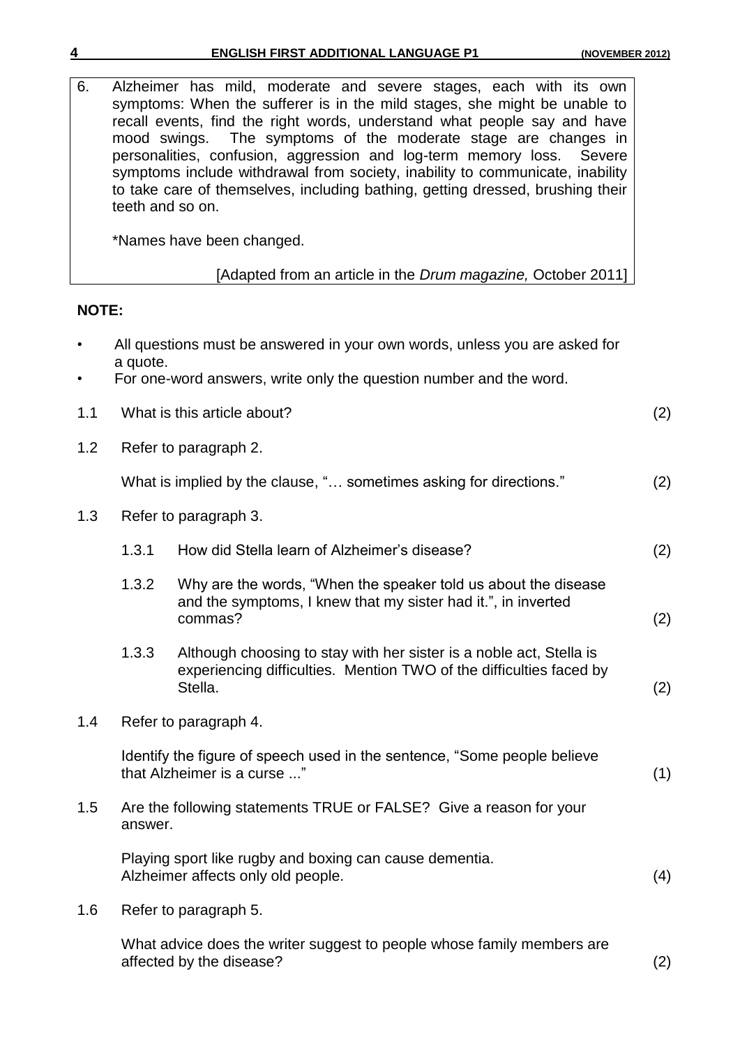6. Alzheimer has mild, moderate and severe stages, each with its own symptoms: When the sufferer is in the mild stages, she might be unable to recall events, find the right words, understand what people say and have mood swings. The symptoms of the moderate stage are changes in personalities, confusion, aggression and log-term memory loss. Severe symptoms include withdrawal from society, inability to communicate, inability to take care of themselves, including bathing, getting dressed, brushing their teeth and so on.

   *Names have been changed.

   [Adapted from an article in the *Drum magazine,* October 2011]

**NOTE:**

- All questions must be answered in your own words, unless you are asked for a quote.
- For one-word answers, write only the question number and the word.

1.1 What is this article about? (2)

1.2 Refer to paragraph 2.

What is implied by the clause, "… sometimes asking for directions." (2)

1.3 Refer to paragraph 3.

1.3.1 How did Stella learn of Alzheimer's disease? (2)

1.3.2 Why are the words, "When the speaker told us about the disease and the symptoms, I knew that my sister had it.", in inverted commas? (2)

1.3.3 Although choosing to stay with her sister is a noble act, Stella is experiencing difficulties. Mention TWO of the difficulties faced by Stella. (2)

1.4 Refer to paragraph 4.

Identify the figure of speech used in the sentence, "Some people believe that Alzheimer is a curse ..." (1)

1.5 Are the following statements TRUE or FALSE? Give a reason for your answer.

Playing sport like rugby and boxing can cause dementia.
Alzheimer affects only old people. (4)

1.6 Refer to paragraph 5.

What advice does the writer suggest to people whose family members are affected by the disease? (2)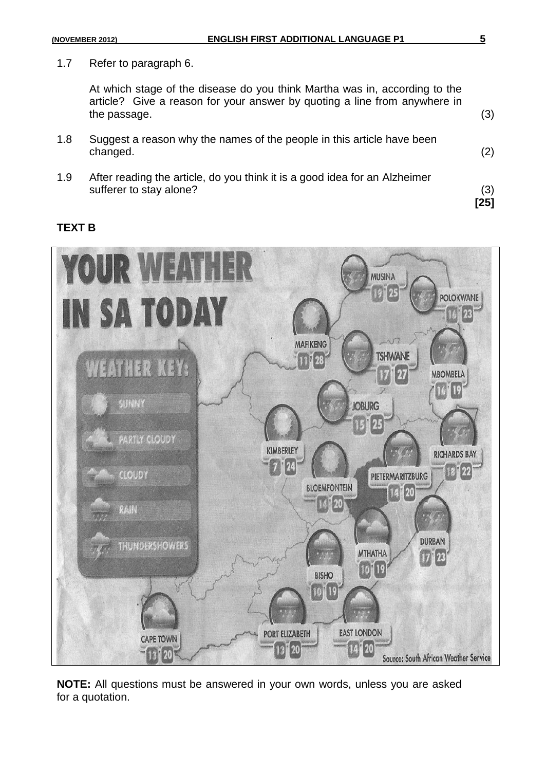1.7 Refer to paragraph 6.

At which stage of the disease do you think Martha was in, according to the article? Give a reason for your answer by quoting a line from anywhere in the passage. (3)

1.8 Suggest a reason why the names of the people in this article have been changed. (2)

1.9 After reading the article, do you think it is a good idea for an Alzheimer sufferer to stay alone? (3)

**[25]**

## TEXT B

# YOUR WEATHER IN SA TODAY

**WEATHER KEY:**

- SUNNY
- PARTLY CLOUDY
- CLOUDY
- RAIN
- THUNDERSHOWERS

| City | Min | Max |
|---|---|---|
| MUSINA | 19 | 25 |
| POLOKWANE | 16 | 23 |
| MAFIKENG | 11 | 28 |
| TSHWANE | 17 | 27 |
| MBOMBELA | 16 | 19 |
| JOBURG | 15 | 25 |
| KIMBERLEY | 7 | 24 |
| RICHARDS BAY | 18 | 22 |
| PIETERMARITZBURG | 14 | 20 |
| BLOEMFONTEIN | 14 | 20 |
| DURBAN | 17 | 23 |
| MTHATHA | 10 | 19 |
| BISHO | 10 | 19 |
| CAPE TOWN | 13 | 20 |
| PORT ELIZABETH | 13 | 20 |
| EAST LONDON | 14 | 20 |

Source: South African Weather Service

**NOTE:** All questions must be answered in your own words, unless you are asked for a quotation.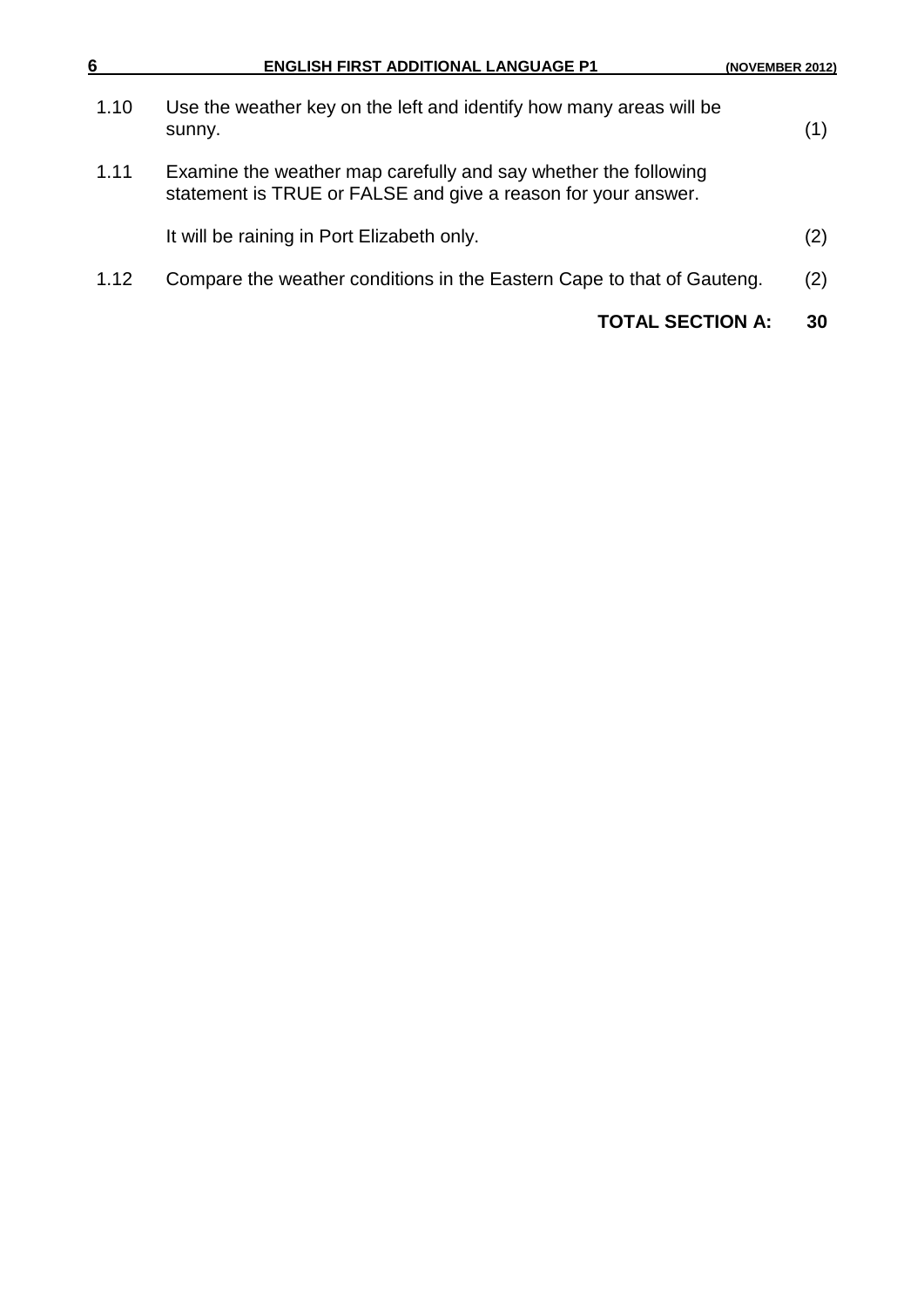1.10 Use the weather key on the left and identify how many areas will be sunny. (1)

1.11 Examine the weather map carefully and say whether the following statement is TRUE or FALSE and give a reason for your answer.

It will be raining in Port Elizabeth only. (2)

1.12 Compare the weather conditions in the Eastern Cape to that of Gauteng. (2)

**TOTAL SECTION A: 30**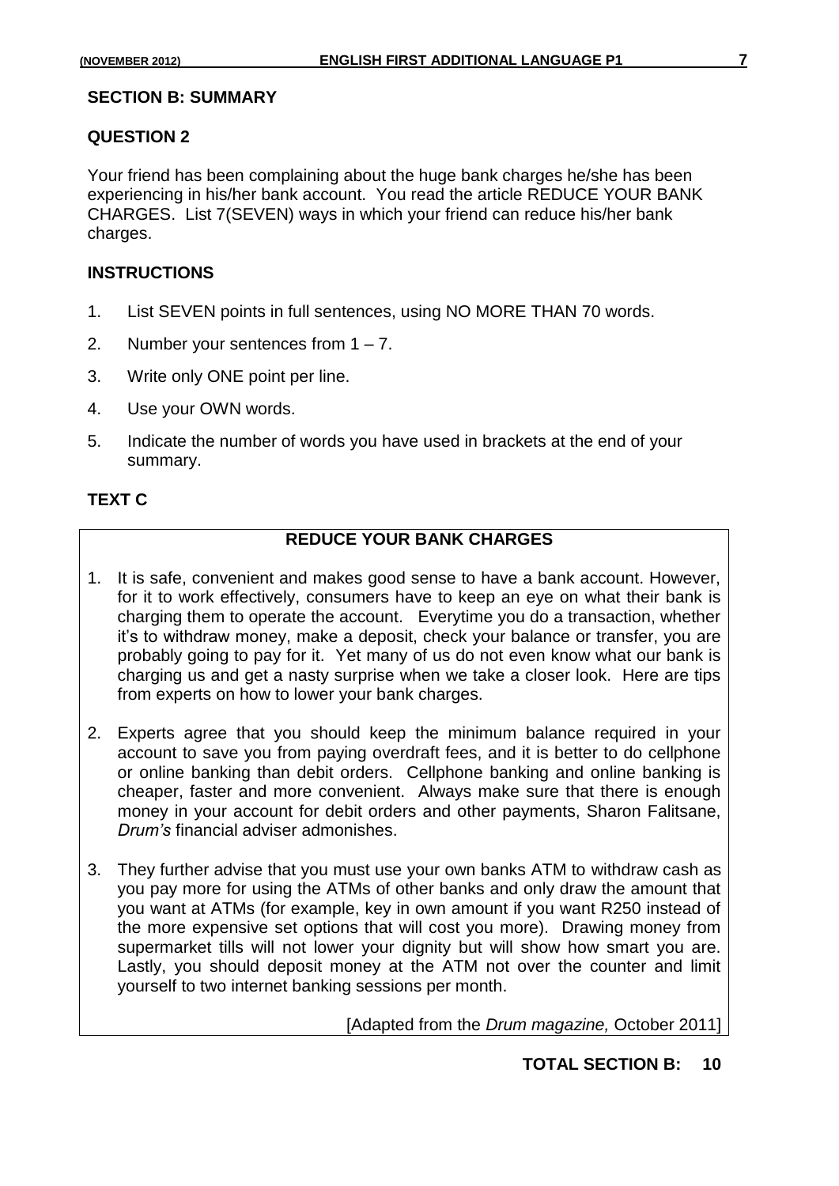## SECTION B: SUMMARY

### QUESTION 2

Your friend has been complaining about the huge bank charges he/she has been experiencing in his/her bank account. You read the article REDUCE YOUR BANK CHARGES. List 7(SEVEN) ways in which your friend can reduce his/her bank charges.

### INSTRUCTIONS

1. List SEVEN points in full sentences, using NO MORE THAN 70 words.
2. Number your sentences from 1 – 7.
3. Write only ONE point per line.
4. Use your OWN words.
5. Indicate the number of words you have used in brackets at the end of your summary.

### TEXT C

**REDUCE YOUR BANK CHARGES**

1. It is safe, convenient and makes good sense to have a bank account. However, for it to work effectively, consumers have to keep an eye on what their bank is charging them to operate the account. Everytime you do a transaction, whether it's to withdraw money, make a deposit, check your balance or transfer, you are probably going to pay for it. Yet many of us do not even know what our bank is charging us and get a nasty surprise when we take a closer look. Here are tips from experts on how to lower your bank charges.

2. Experts agree that you should keep the minimum balance required in your account to save you from paying overdraft fees, and it is better to do cellphone or online banking than debit orders. Cellphone banking and online banking is cheaper, faster and more convenient. Always make sure that there is enough money in your account for debit orders and other payments, Sharon Falitsane, *Drum's* financial adviser admonishes.

3. They further advise that you must use your own banks ATM to withdraw cash as you pay more for using the ATMs of other banks and only draw the amount that you want at ATMs (for example, key in own amount if you want R250 instead of the more expensive set options that will cost you more). Drawing money from supermarket tills will not lower your dignity but will show how smart you are. Lastly, you should deposit money at the ATM not over the counter and limit yourself to two internet banking sessions per month.

[Adapted from the *Drum magazine,* October 2011]

**TOTAL SECTION B: 10**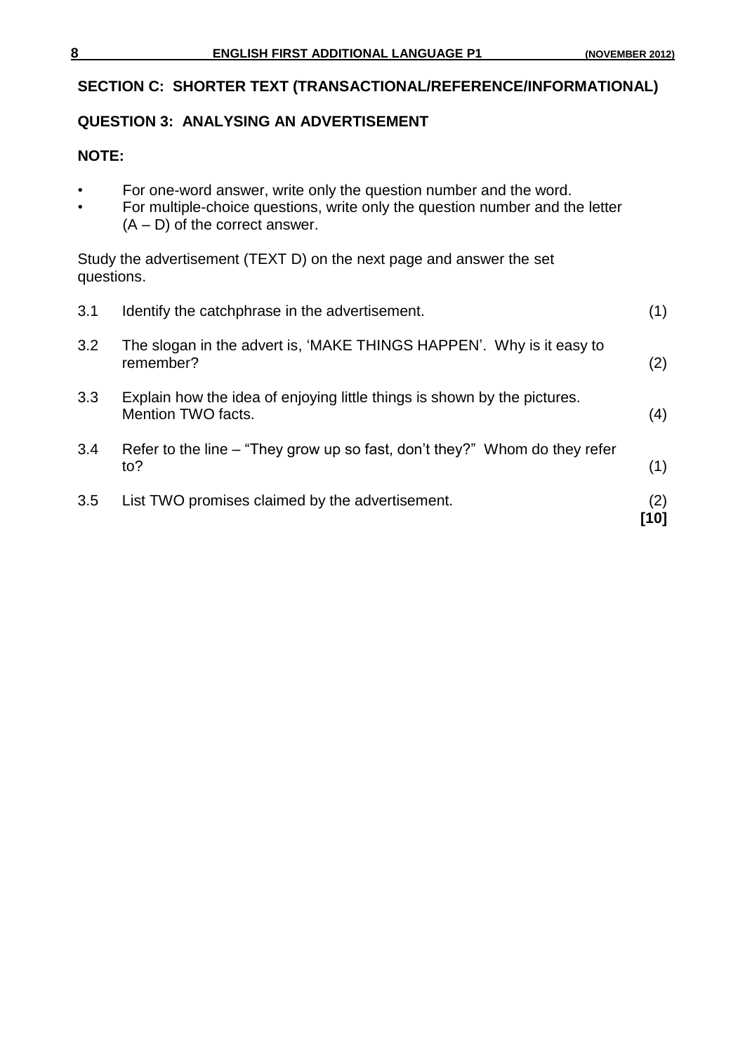## SECTION C: SHORTER TEXT (TRANSACTIONAL/REFERENCE/INFORMATIONAL)

### QUESTION 3: ANALYSING AN ADVERTISEMENT

**NOTE:**

- For one-word answer, write only the question number and the word.
- For multiple-choice questions, write only the question number and the letter (A – D) of the correct answer.

Study the advertisement (TEXT D) on the next page and answer the set questions.

| | | |
|---|---|---|
| 3.1 | Identify the catchphrase in the advertisement. | (1) |
| 3.2 | The slogan in the advert is, 'MAKE THINGS HAPPEN'. Why is it easy to remember? | (2) |
| 3.3 | Explain how the idea of enjoying little things is shown by the pictures. Mention TWO facts. | (4) |
| 3.4 | Refer to the line – "They grow up so fast, don't they?" Whom do they refer to? | (1) |
| 3.5 | List TWO promises claimed by the advertisement. | (2) **[10]** |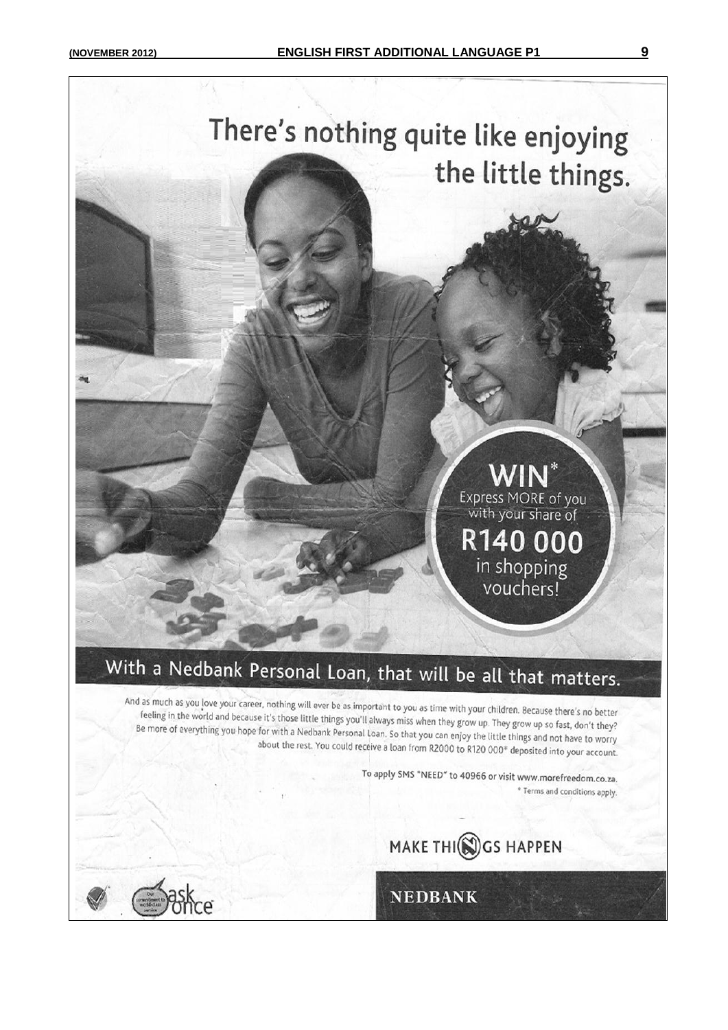# There's nothing quite like enjoying the little things.

**WIN***
Express MORE of you with your share of
**R140 000**
in shopping vouchers!

## With a Nedbank Personal Loan, that will be all that matters.

And as much as you love your career, nothing will ever be as important to you as time with your children. Because there's no better feeling in the world and because it's those little things you'll always miss when they grow up. They grow up so fast, don't they? Be more of everything you hope for with a Nedbank Personal Loan. So that you can enjoy the little things and not have to worry about the rest. You could receive a loan from R2000 to R120 000* deposited into your account.

To apply SMS "NEED" to 40966 or visit www.morefreedom.co.za.

* Terms and conditions apply.

MAKE THINGS HAPPEN

ask once

NEDBANK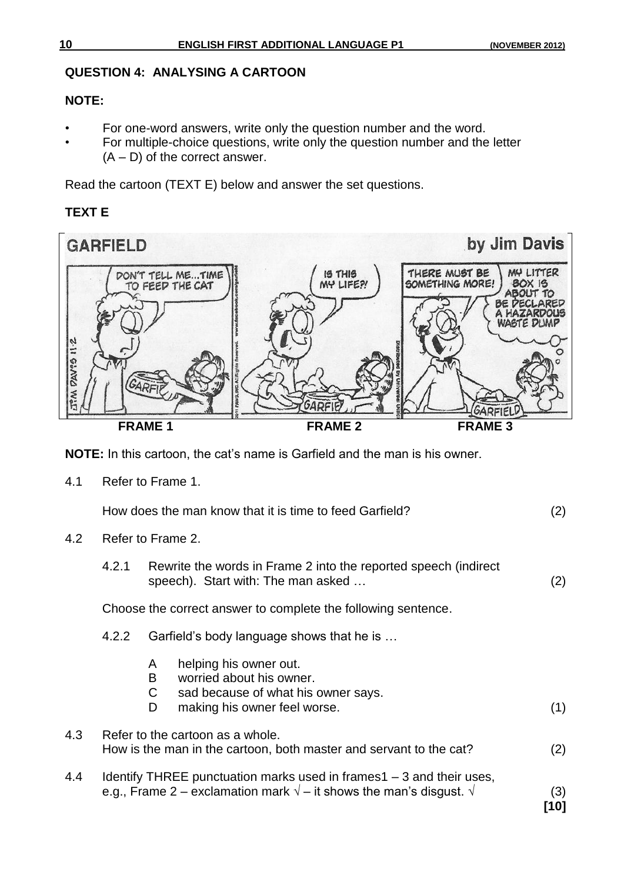## QUESTION 4: ANALYSING A CARTOON

**NOTE:**

- For one-word answers, write only the question number and the word.
- For multiple-choice questions, write only the question number and the letter (A – D) of the correct answer.

Read the cartoon (TEXT E) below and answer the set questions.

**TEXT E**

GARFIELD by Jim Davis

FRAME 1: DON'T TELL ME...TIME TO FEED THE CAT

FRAME 2: IS THIS MY LIFE?!

FRAME 3: THERE MUST BE SOMETHING MORE! / MY LITTER BOX IS ABOUT TO BE DECLARED A HAZARDOUS WASTE DUMP

**FRAME 1** **FRAME 2** **FRAME 3**

**NOTE:** In this cartoon, the cat's name is Garfield and the man is his owner.

4.1 Refer to Frame 1.

How does the man know that it is time to feed Garfield? (2)

4.2 Refer to Frame 2.

4.2.1 Rewrite the words in Frame 2 into the reported speech (indirect speech). Start with: The man asked … (2)

Choose the correct answer to complete the following sentence.

4.2.2 Garfield's body language shows that he is …

A helping his owner out.
B worried about his owner.
C sad because of what his owner says.
D making his owner feel worse. (1)

4.3 Refer to the cartoon as a whole.
How is the man in the cartoon, both master and servant to the cat? (2)

4.4 Identify THREE punctuation marks used in frames1 – 3 and their uses, e.g., Frame 2 – exclamation mark √ – it shows the man's disgust. √ (3)

**[10]**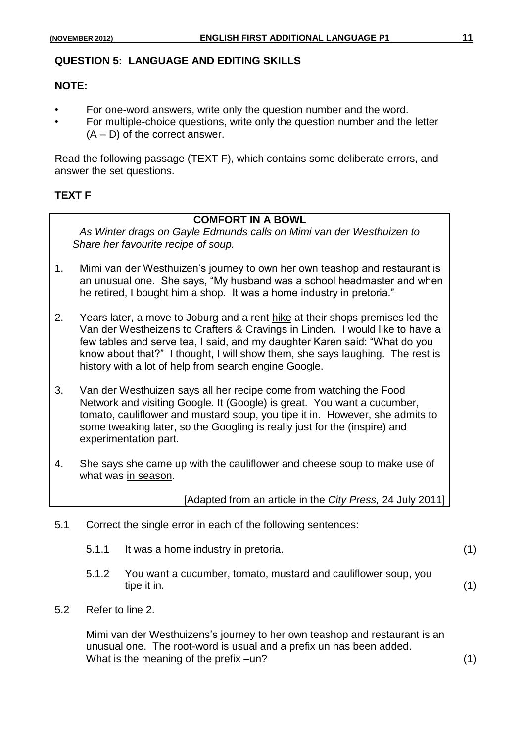## QUESTION 5: LANGUAGE AND EDITING SKILLS

**NOTE:**

- For one-word answers, write only the question number and the word.
- For multiple-choice questions, write only the question number and the letter (A – D) of the correct answer.

Read the following passage (TEXT F), which contains some deliberate errors, and answer the set questions.

### TEXT F

**COMFORT IN A BOWL**

*As Winter drags on Gayle Edmunds calls on Mimi van der Westhuizen to Share her favourite recipe of soup.*

1. Mimi van der Westhuizen's journey to own her own teashop and restaurant is an unusual one. She says, "My husband was a school headmaster and when he retired, I bought him a shop. It was a home industry in pretoria."

2. Years later, a move to Joburg and a rent <u>hike</u> at their shops premises led the Van der Westheizens to Crafters & Cravings in Linden. I would like to have a few tables and serve tea, I said, and my daughter Karen said: "What do you know about that?" I thought, I will show them, she says laughing. The rest is history with a lot of help from search engine Google.

3. Van der Westhuizen says all her recipe come from watching the Food Network and visiting Google. It (Google) is great. You want a cucumber, tomato, cauliflower and mustard soup, you tipe it in. However, she admits to some tweaking later, so the Googling is really just for the (inspire) and experimentation part.

4. She says she came up with the cauliflower and cheese soup to make use of what was <u>in season</u>.

[Adapted from an article in the *City Press,* 24 July 2011]

5.1 Correct the single error in each of the following sentences:

5.1.1 It was a home industry in pretoria. (1)

5.1.2 You want a cucumber, tomato, mustard and cauliflower soup, you tipe it in. (1)

5.2 Refer to line 2.

Mimi van der Westhuizens's journey to her own teashop and restaurant is an unusual one. The root-word is usual and a prefix un has been added. What is the meaning of the prefix –un? (1)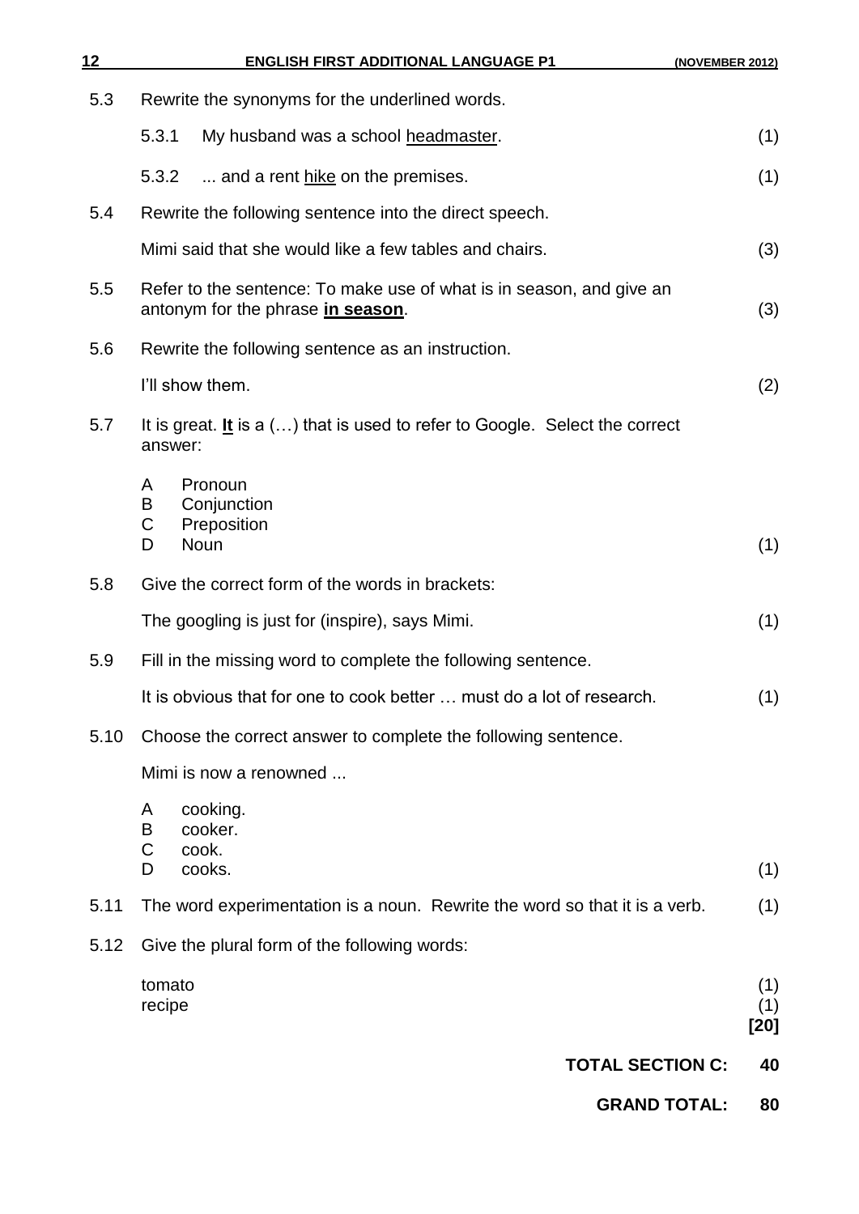5.3 Rewrite the synonyms for the underlined words.

5.3.1 My husband was a school <u>headmaster</u>. (1)

5.3.2 ... and a rent <u>hike</u> on the premises. (1)

5.4 Rewrite the following sentence into the direct speech.

Mimi said that she would like a few tables and chairs. (3)

5.5 Refer to the sentence: To make use of what is in season, and give an antonym for the phrase **<u>in season</u>**. (3)

5.6 Rewrite the following sentence as an instruction.

I'll show them. (2)

5.7 It is great. **<u>It</u>** is a (…) that is used to refer to Google. Select the correct answer:

A Pronoun
B Conjunction
C Preposition
D Noun (1)

5.8 Give the correct form of the words in brackets:

The googling is just for (inspire), says Mimi. (1)

5.9 Fill in the missing word to complete the following sentence.

It is obvious that for one to cook better … must do a lot of research. (1)

5.10 Choose the correct answer to complete the following sentence.

Mimi is now a renowned ...

A cooking.
B cooker.
C cook.
D cooks. (1)

5.11 The word experimentation is a noun. Rewrite the word so that it is a verb. (1)

5.12 Give the plural form of the following words:

tomato (1)
recipe (1)
**[20]**

**TOTAL SECTION C: 40**

**GRAND TOTAL: 80**